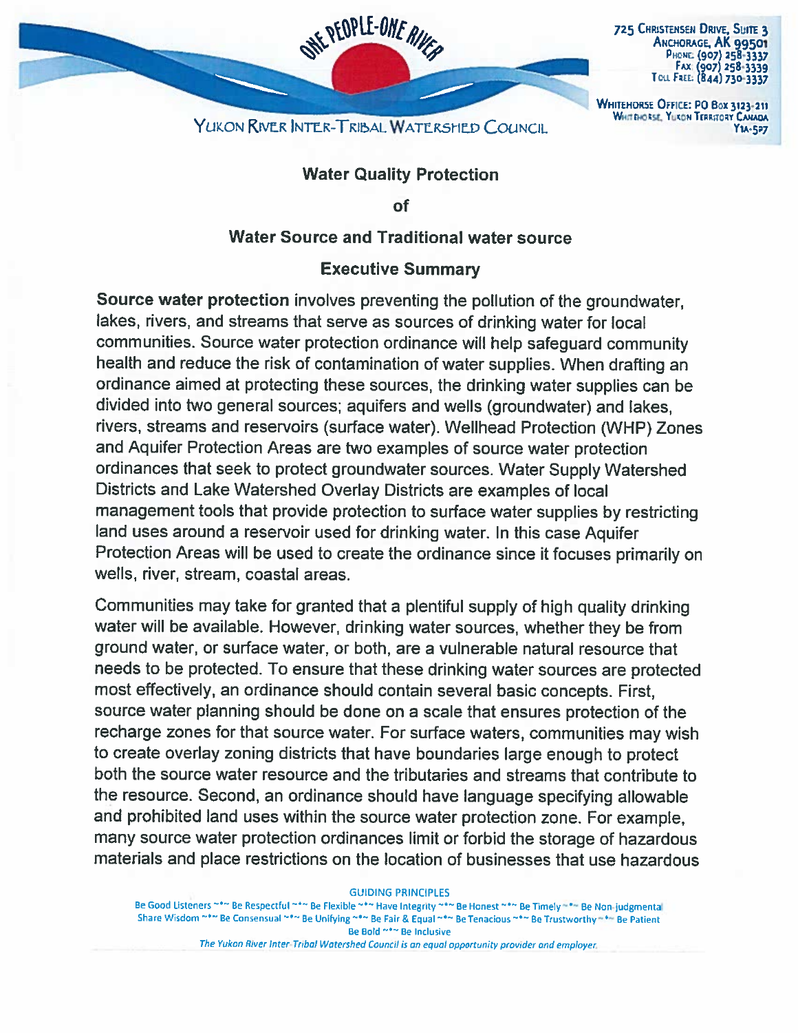YUKON RIVER INTER-TRIBAL WATERSHED COUNCIL

725 Christensen Drive, Suite 3
Anchorage, AK 99501
Phone: (907) 258-3337
Fax: (907) 258-3339
Toll Free: (844) 730-3337

Whitehorse Office: PO Box 3123-211
Whitehorse, Yukon Territory Canada
Y1A-5P7

## Water Quality Protection

## of

## Water Source and Traditional water source

## Executive Summary

**Source water protection** involves preventing the pollution of the groundwater, lakes, rivers, and streams that serve as sources of drinking water for local communities. Source water protection ordinance will help safeguard community health and reduce the risk of contamination of water supplies. When drafting an ordinance aimed at protecting these sources, the drinking water supplies can be divided into two general sources; aquifers and wells (groundwater) and lakes, rivers, streams and reservoirs (surface water). Wellhead Protection (WHP) Zones and Aquifer Protection Areas are two examples of source water protection ordinances that seek to protect groundwater sources. Water Supply Watershed Districts and Lake Watershed Overlay Districts are examples of local management tools that provide protection to surface water supplies by restricting land uses around a reservoir used for drinking water. In this case Aquifer Protection Areas will be used to create the ordinance since it focuses primarily on wells, river, stream, coastal areas.

Communities may take for granted that a plentiful supply of high quality drinking water will be available. However, drinking water sources, whether they be from ground water, or surface water, or both, are a vulnerable natural resource that needs to be protected. To ensure that these drinking water sources are protected most effectively, an ordinance should contain several basic concepts. First, source water planning should be done on a scale that ensures protection of the recharge zones for that source water. For surface waters, communities may wish to create overlay zoning districts that have boundaries large enough to protect both the source water resource and the tributaries and streams that contribute to the resource. Second, an ordinance should have language specifying allowable and prohibited land uses within the source water protection zone. For example, many source water protection ordinances limit or forbid the storage of hazardous materials and place restrictions on the location of businesses that use hazardous

GUIDING PRINCIPLES

Be Good Listeners ~\*~ Be Respectful ~\*~ Be Flexible ~\*~ Have Integrity ~\*~ Be Honest ~\*~ Be Timely ~\*~ Be Non-judgmental
Share Wisdom ~\*~ Be Consensual ~\*~ Be Unifying ~\*~ Be Fair & Equal ~\*~ Be Tenacious ~\*~ Be Trustworthy ~\*~ Be Patient
Be Bold ~\*~ Be Inclusive

*The Yukon River Inter-Tribal Watershed Council is an equal opportunity provider and employer.*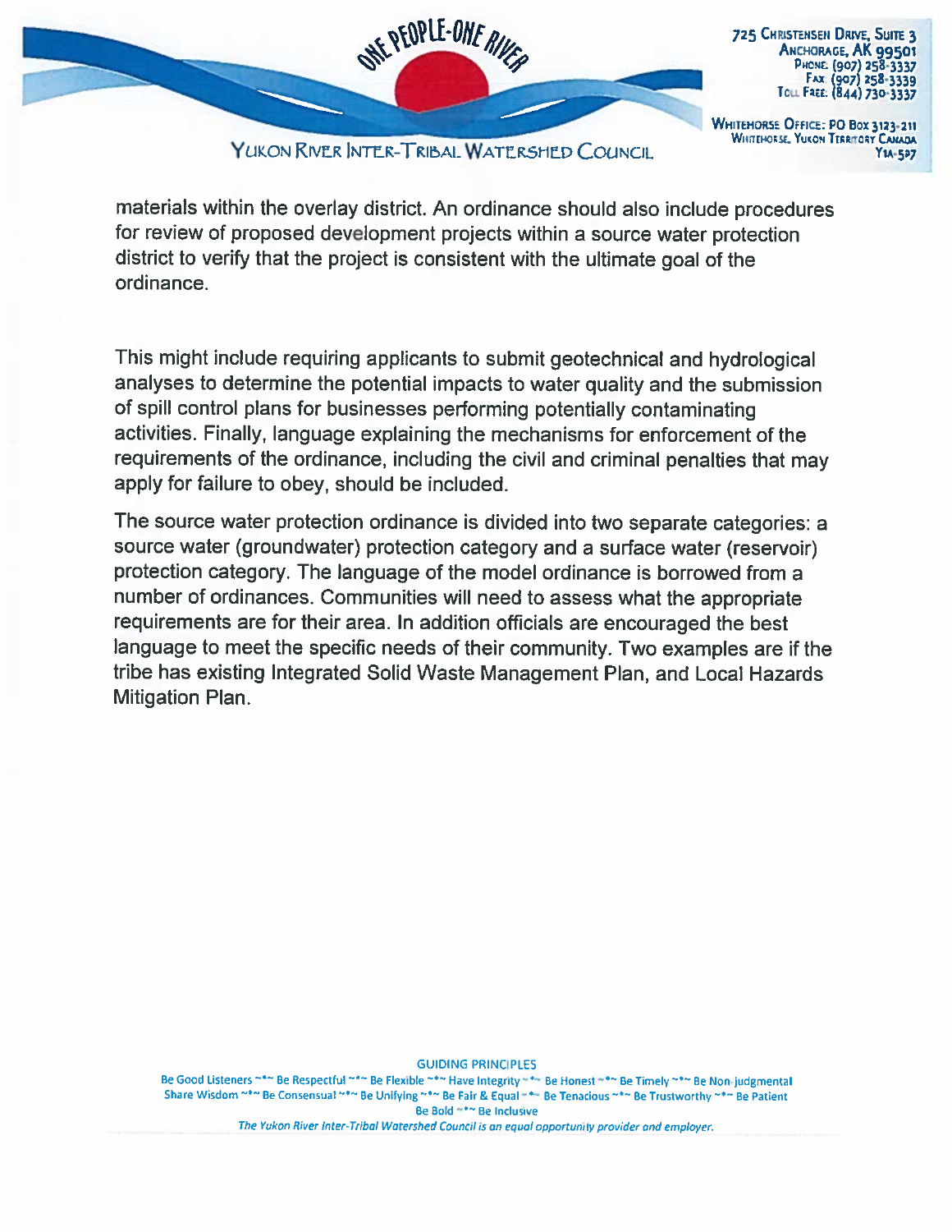materials within the overlay district. An ordinance should also include procedures for review of proposed development projects within a source water protection district to verify that the project is consistent with the ultimate goal of the ordinance.

This might include requiring applicants to submit geotechnical and hydrological analyses to determine the potential impacts to water quality and the submission of spill control plans for businesses performing potentially contaminating activities. Finally, language explaining the mechanisms for enforcement of the requirements of the ordinance, including the civil and criminal penalties that may apply for failure to obey, should be included.

The source water protection ordinance is divided into two separate categories: a source water (groundwater) protection category and a surface water (reservoir) protection category. The language of the model ordinance is borrowed from a number of ordinances. Communities will need to assess what the appropriate requirements are for their area. In addition officials are encouraged the best language to meet the specific needs of their community. Two examples are if the tribe has existing Integrated Solid Waste Management Plan, and Local Hazards Mitigation Plan.